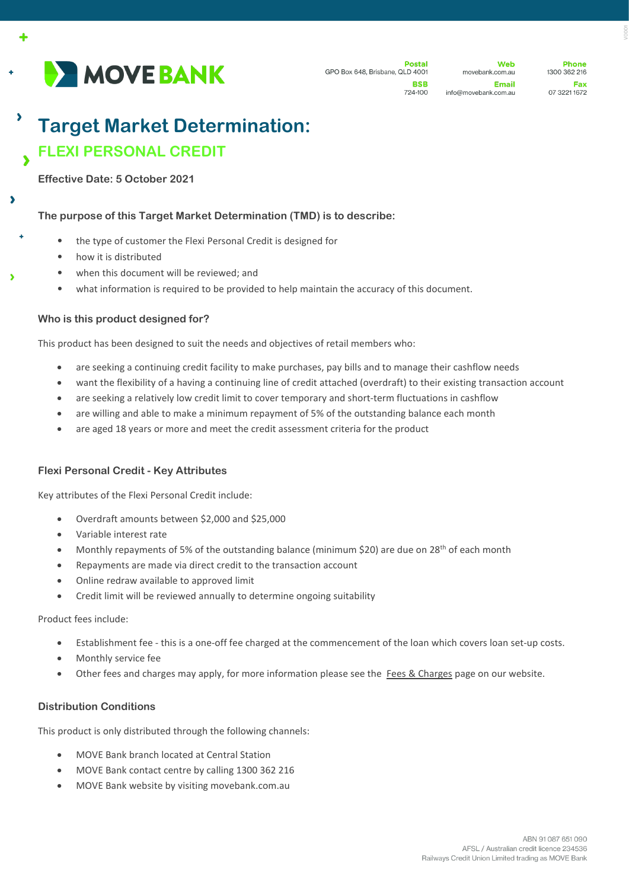MOVE BANK

**Postal**
GPO Box 648, Brisbane, QLD 4001

**BSB**
724-100

**Web**
movebank.com.au

**Email**
info@movebank.com.au

**Phone**
1300 362 216

**Fax**
07 3221 1672

# Target Market Determination:

## FLEXI PERSONAL CREDIT

**Effective Date: 5 October 2021**

### The purpose of this Target Market Determination (TMD) is to describe:

- the type of customer the Flexi Personal Credit is designed for
- how it is distributed
- when this document will be reviewed; and
- what information is required to be provided to help maintain the accuracy of this document.

### Who is this product designed for?

This product has been designed to suit the needs and objectives of retail members who:

- are seeking a continuing credit facility to make purchases, pay bills and to manage their cashflow needs
- want the flexibility of a having a continuing line of credit attached (overdraft) to their existing transaction account
- are seeking a relatively low credit limit to cover temporary and short-term fluctuations in cashflow
- are willing and able to make a minimum repayment of 5% of the outstanding balance each month
- are aged 18 years or more and meet the credit assessment criteria for the product

### Flexi Personal Credit - Key Attributes

Key attributes of the Flexi Personal Credit include:

- Overdraft amounts between $2,000 and $25,000
- Variable interest rate
- Monthly repayments of 5% of the outstanding balance (minimum $20) are due on 28th of each month
- Repayments are made via direct credit to the transaction account
- Online redraw available to approved limit
- Credit limit will be reviewed annually to determine ongoing suitability

Product fees include:

- Establishment fee - this is a one-off fee charged at the commencement of the loan which covers loan set-up costs.
- Monthly service fee
- Other fees and charges may apply, for more information please see the Fees & Charges page on our website.

### Distribution Conditions

This product is only distributed through the following channels:

- MOVE Bank branch located at Central Station
- MOVE Bank contact centre by calling 1300 362 216
- MOVE Bank website by visiting movebank.com.au

ABN 91 087 651 090
AFSL / Australian credit licence 234536
Railways Credit Union Limited trading as MOVE Bank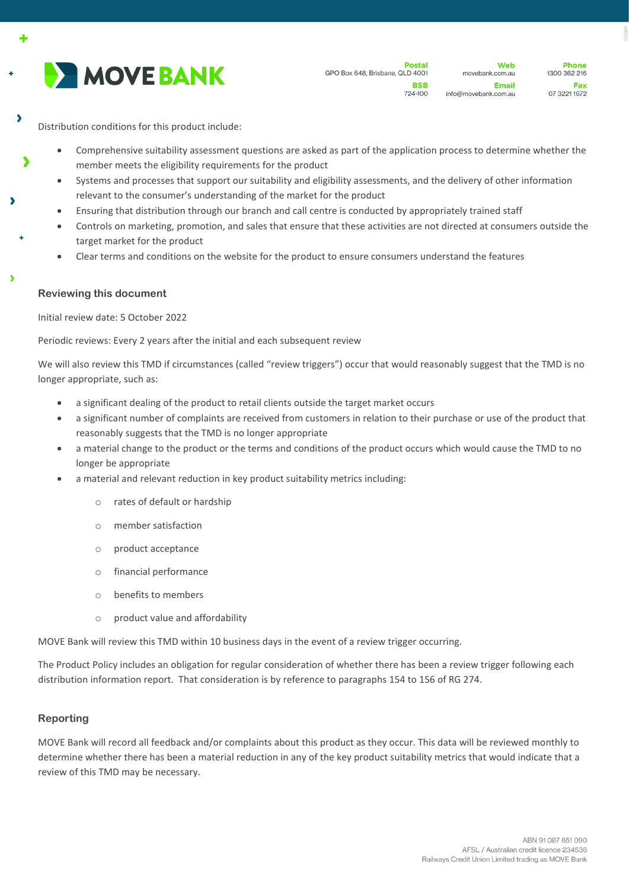Distribution conditions for this product include:

- Comprehensive suitability assessment questions are asked as part of the application process to determine whether the member meets the eligibility requirements for the product
- Systems and processes that support our suitability and eligibility assessments, and the delivery of other information relevant to the consumer's understanding of the market for the product
- Ensuring that distribution through our branch and call centre is conducted by appropriately trained staff
- Controls on marketing, promotion, and sales that ensure that these activities are not directed at consumers outside the target market for the product
- Clear terms and conditions on the website for the product to ensure consumers understand the features

## Reviewing this document

Initial review date: 5 October 2022

Periodic reviews: Every 2 years after the initial and each subsequent review

We will also review this TMD if circumstances (called "review triggers") occur that would reasonably suggest that the TMD is no longer appropriate, such as:

- a significant dealing of the product to retail clients outside the target market occurs
- a significant number of complaints are received from customers in relation to their purchase or use of the product that reasonably suggests that the TMD is no longer appropriate
- a material change to the product or the terms and conditions of the product occurs which would cause the TMD to no longer be appropriate
- a material and relevant reduction in key product suitability metrics including:
  - rates of default or hardship
  - member satisfaction
  - product acceptance
  - financial performance
  - benefits to members
  - product value and affordability

MOVE Bank will review this TMD within 10 business days in the event of a review trigger occurring.

The Product Policy includes an obligation for regular consideration of whether there has been a review trigger following each distribution information report. That consideration is by reference to paragraphs 154 to 156 of RG 274.

## Reporting

MOVE Bank will record all feedback and/or complaints about this product as they occur. This data will be reviewed monthly to determine whether there has been a material reduction in any of the key product suitability metrics that would indicate that a review of this TMD may be necessary.